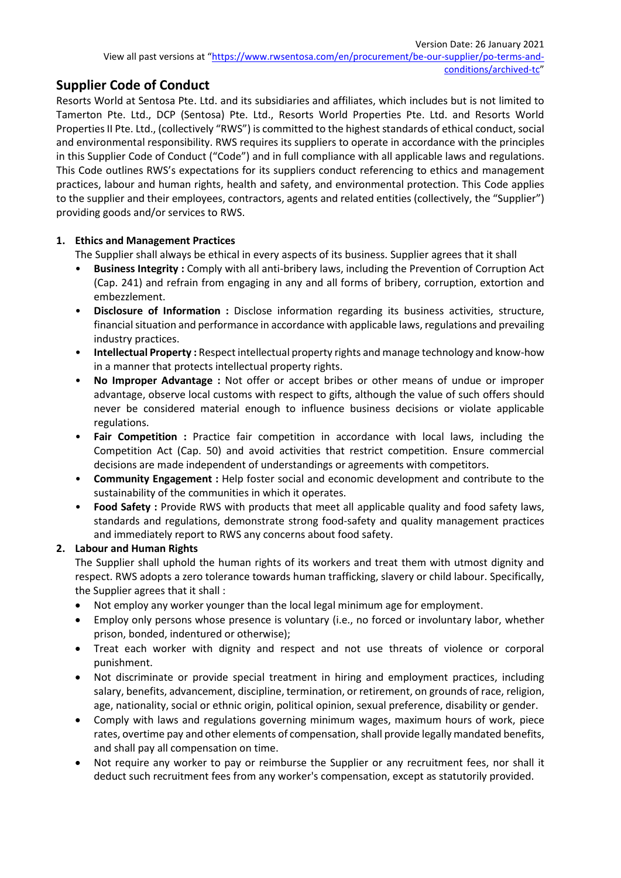Version Date: 26 January 2021

View all past versions at "https://www.rwsentosa.com/en/procurement/be-our-supplier/po-terms-and-conditions/archived-tc"

## Supplier Code of Conduct

Resorts World at Sentosa Pte. Ltd. and its subsidiaries and affiliates, which includes but is not limited to Tamerton Pte. Ltd., DCP (Sentosa) Pte. Ltd., Resorts World Properties Pte. Ltd. and Resorts World Properties II Pte. Ltd., (collectively "RWS") is committed to the highest standards of ethical conduct, social and environmental responsibility. RWS requires its suppliers to operate in accordance with the principles in this Supplier Code of Conduct ("Code") and in full compliance with all applicable laws and regulations. This Code outlines RWS's expectations for its suppliers conduct referencing to ethics and management practices, labour and human rights, health and safety, and environmental protection. This Code applies to the supplier and their employees, contractors, agents and related entities (collectively, the "Supplier") providing goods and/or services to RWS.

### 1. Ethics and Management Practices

The Supplier shall always be ethical in every aspects of its business. Supplier agrees that it shall

- **Business Integrity :** Comply with all anti-bribery laws, including the Prevention of Corruption Act (Cap. 241) and refrain from engaging in any and all forms of bribery, corruption, extortion and embezzlement.
- **Disclosure of Information :** Disclose information regarding its business activities, structure, financial situation and performance in accordance with applicable laws, regulations and prevailing industry practices.
- **Intellectual Property :** Respect intellectual property rights and manage technology and know-how in a manner that protects intellectual property rights.
- **No Improper Advantage :** Not offer or accept bribes or other means of undue or improper advantage, observe local customs with respect to gifts, although the value of such offers should never be considered material enough to influence business decisions or violate applicable regulations.
- **Fair Competition :** Practice fair competition in accordance with local laws, including the Competition Act (Cap. 50) and avoid activities that restrict competition. Ensure commercial decisions are made independent of understandings or agreements with competitors.
- **Community Engagement :** Help foster social and economic development and contribute to the sustainability of the communities in which it operates.
- **Food Safety :** Provide RWS with products that meet all applicable quality and food safety laws, standards and regulations, demonstrate strong food-safety and quality management practices and immediately report to RWS any concerns about food safety.

### 2. Labour and Human Rights

The Supplier shall uphold the human rights of its workers and treat them with utmost dignity and respect. RWS adopts a zero tolerance towards human trafficking, slavery or child labour. Specifically, the Supplier agrees that it shall :

- Not employ any worker younger than the local legal minimum age for employment.
- Employ only persons whose presence is voluntary (i.e., no forced or involuntary labor, whether prison, bonded, indentured or otherwise);
- Treat each worker with dignity and respect and not use threats of violence or corporal punishment.
- Not discriminate or provide special treatment in hiring and employment practices, including salary, benefits, advancement, discipline, termination, or retirement, on grounds of race, religion, age, nationality, social or ethnic origin, political opinion, sexual preference, disability or gender.
- Comply with laws and regulations governing minimum wages, maximum hours of work, piece rates, overtime pay and other elements of compensation, shall provide legally mandated benefits, and shall pay all compensation on time.
- Not require any worker to pay or reimburse the Supplier or any recruitment fees, nor shall it deduct such recruitment fees from any worker's compensation, except as statutorily provided.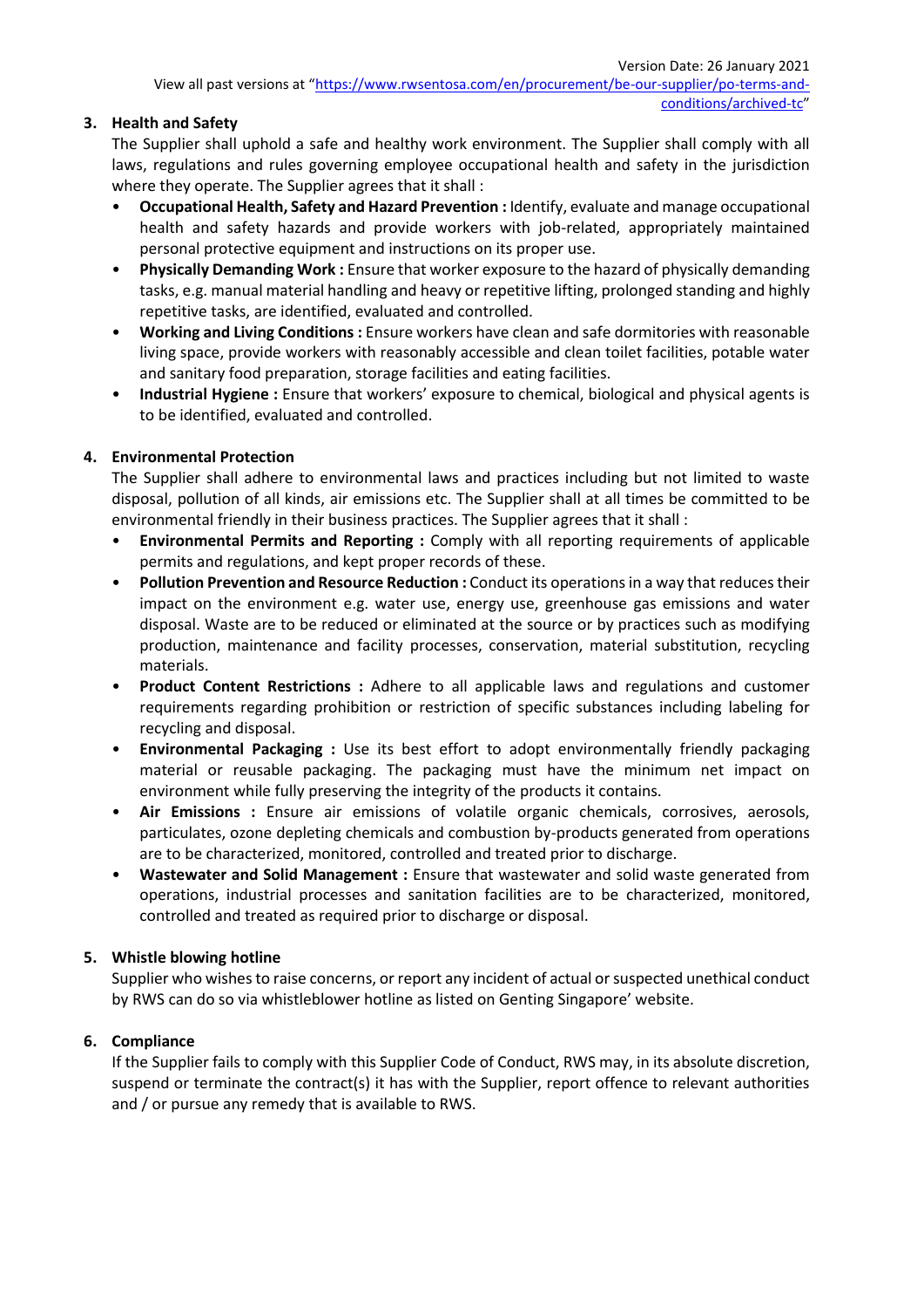### 3. Health and Safety

The Supplier shall uphold a safe and healthy work environment. The Supplier shall comply with all laws, regulations and rules governing employee occupational health and safety in the jurisdiction where they operate. The Supplier agrees that it shall :

- **Occupational Health, Safety and Hazard Prevention :** Identify, evaluate and manage occupational health and safety hazards and provide workers with job-related, appropriately maintained personal protective equipment and instructions on its proper use.
- **Physically Demanding Work :** Ensure that worker exposure to the hazard of physically demanding tasks, e.g. manual material handling and heavy or repetitive lifting, prolonged standing and highly repetitive tasks, are identified, evaluated and controlled.
- **Working and Living Conditions :** Ensure workers have clean and safe dormitories with reasonable living space, provide workers with reasonably accessible and clean toilet facilities, potable water and sanitary food preparation, storage facilities and eating facilities.
- **Industrial Hygiene :** Ensure that workers' exposure to chemical, biological and physical agents is to be identified, evaluated and controlled.

### 4. Environmental Protection

The Supplier shall adhere to environmental laws and practices including but not limited to waste disposal, pollution of all kinds, air emissions etc. The Supplier shall at all times be committed to be environmental friendly in their business practices. The Supplier agrees that it shall :

- **Environmental Permits and Reporting :** Comply with all reporting requirements of applicable permits and regulations, and kept proper records of these.
- **Pollution Prevention and Resource Reduction :** Conduct its operations in a way that reduces their impact on the environment e.g. water use, energy use, greenhouse gas emissions and water disposal. Waste are to be reduced or eliminated at the source or by practices such as modifying production, maintenance and facility processes, conservation, material substitution, recycling materials.
- **Product Content Restrictions :** Adhere to all applicable laws and regulations and customer requirements regarding prohibition or restriction of specific substances including labeling for recycling and disposal.
- **Environmental Packaging :** Use its best effort to adopt environmentally friendly packaging material or reusable packaging. The packaging must have the minimum net impact on environment while fully preserving the integrity of the products it contains.
- **Air Emissions :** Ensure air emissions of volatile organic chemicals, corrosives, aerosols, particulates, ozone depleting chemicals and combustion by-products generated from operations are to be characterized, monitored, controlled and treated prior to discharge.
- **Wastewater and Solid Management :** Ensure that wastewater and solid waste generated from operations, industrial processes and sanitation facilities are to be characterized, monitored, controlled and treated as required prior to discharge or disposal.

### 5. Whistle blowing hotline

Supplier who wishes to raise concerns, or report any incident of actual or suspected unethical conduct by RWS can do so via whistleblower hotline as listed on Genting Singapore' website.

### 6. Compliance

If the Supplier fails to comply with this Supplier Code of Conduct, RWS may, in its absolute discretion, suspend or terminate the contract(s) it has with the Supplier, report offence to relevant authorities and / or pursue any remedy that is available to RWS.